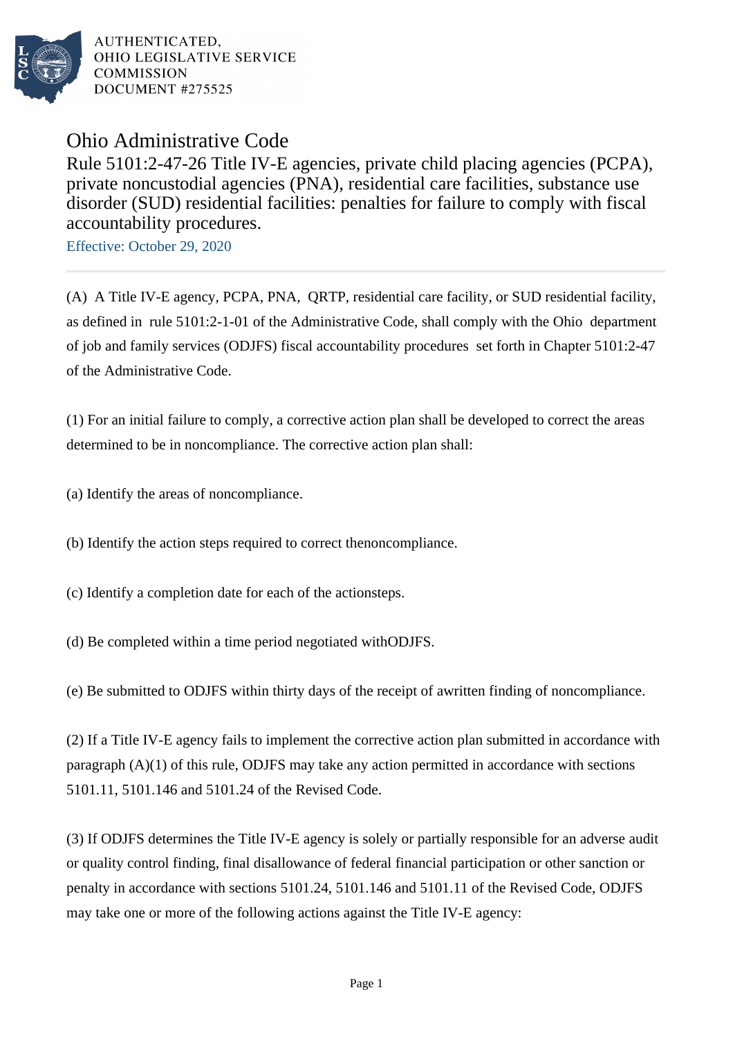AUTHENTICATED, OHIO LEGISLATIVE SERVICE COMMISSION DOCUMENT #275525

# Ohio Administrative Code

## Rule 5101:2-47-26 Title IV-E agencies, private child placing agencies (PCPA), private noncustodial agencies (PNA), residential care facilities, substance use disorder (SUD) residential facilities: penalties for failure to comply with fiscal accountability procedures.

Effective: October 29, 2020

(A) A Title IV-E agency, PCPA, PNA, QRTP, residential care facility, or SUD residential facility, as defined in rule 5101:2-1-01 of the Administrative Code, shall comply with the Ohio department of job and family services (ODJFS) fiscal accountability procedures set forth in Chapter 5101:2-47 of the Administrative Code.

(1) For an initial failure to comply, a corrective action plan shall be developed to correct the areas determined to be in noncompliance. The corrective action plan shall:

(a) Identify the areas of noncompliance.

(b) Identify the action steps required to correct thenoncompliance.

(c) Identify a completion date for each of the actionsteps.

(d) Be completed within a time period negotiated withODJFS.

(e) Be submitted to ODJFS within thirty days of the receipt of awritten finding of noncompliance.

(2) If a Title IV-E agency fails to implement the corrective action plan submitted in accordance with paragraph (A)(1) of this rule, ODJFS may take any action permitted in accordance with sections 5101.11, 5101.146 and 5101.24 of the Revised Code.

(3) If ODJFS determines the Title IV-E agency is solely or partially responsible for an adverse audit or quality control finding, final disallowance of federal financial participation or other sanction or penalty in accordance with sections 5101.24, 5101.146 and 5101.11 of the Revised Code, ODJFS may take one or more of the following actions against the Title IV-E agency: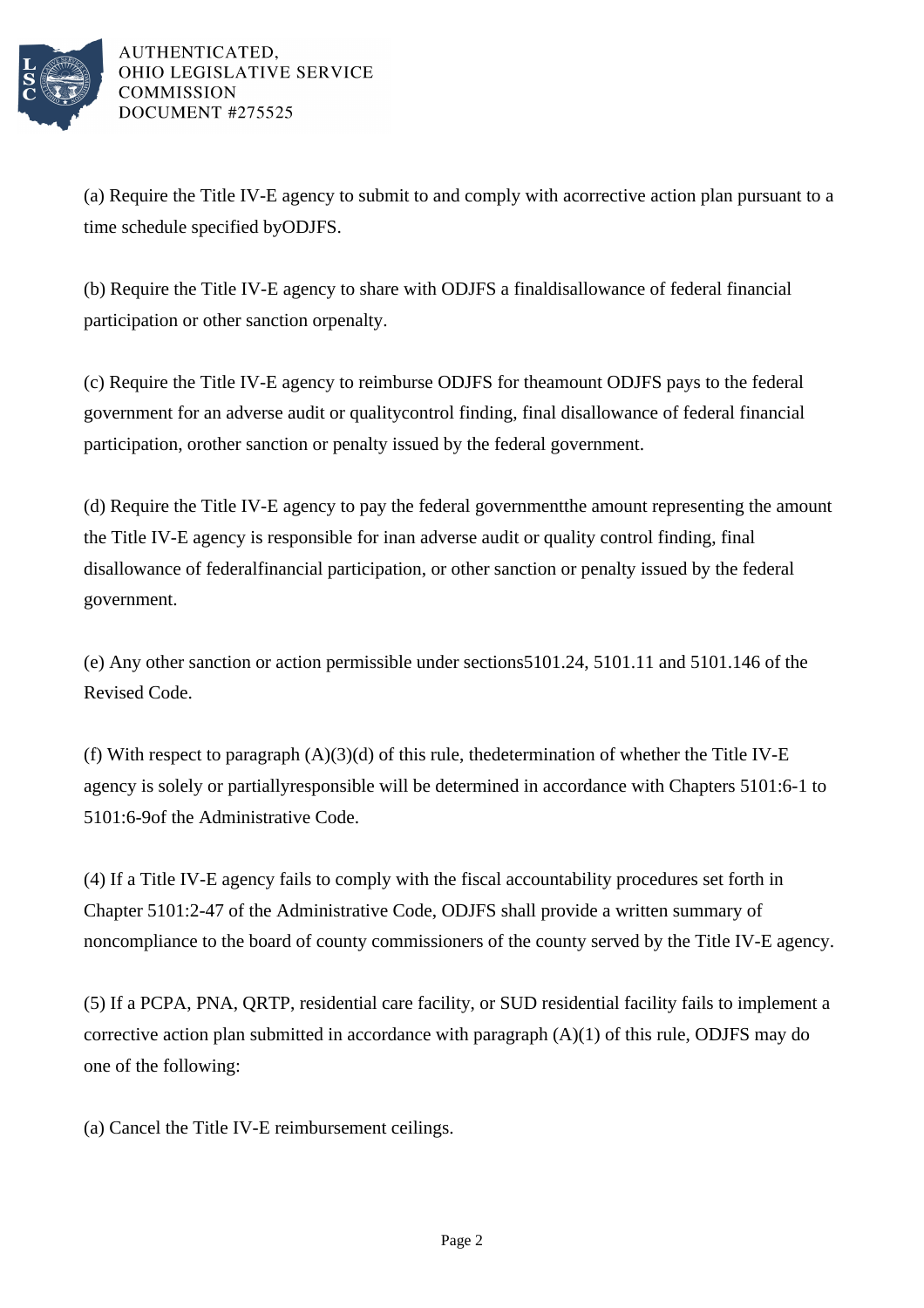(a) Require the Title IV-E agency to submit to and comply with acorrective action plan pursuant to a time schedule specified byODJFS.

(b) Require the Title IV-E agency to share with ODJFS a finaldisallowance of federal financial participation or other sanction orpenalty.

(c) Require the Title IV-E agency to reimburse ODJFS for theamount ODJFS pays to the federal government for an adverse audit or qualitycontrol finding, final disallowance of federal financial participation, orother sanction or penalty issued by the federal government.

(d) Require the Title IV-E agency to pay the federal governmentthe amount representing the amount the Title IV-E agency is responsible for inan adverse audit or quality control finding, final disallowance of federalfinancial participation, or other sanction or penalty issued by the federal government.

(e) Any other sanction or action permissible under sections5101.24, 5101.11 and 5101.146 of the Revised Code.

(f) With respect to paragraph (A)(3)(d) of this rule, thedetermination of whether the Title IV-E agency is solely or partiallyresponsible will be determined in accordance with Chapters 5101:6-1 to 5101:6-9of the Administrative Code.

(4) If a Title IV-E agency fails to comply with the fiscal accountability procedures set forth in Chapter 5101:2-47 of the Administrative Code, ODJFS shall provide a written summary of noncompliance to the board of county commissioners of the county served by the Title IV-E agency.

(5) If a PCPA, PNA, QRTP, residential care facility, or SUD residential facility fails to implement a corrective action plan submitted in accordance with paragraph (A)(1) of this rule, ODJFS may do one of the following:

(a) Cancel the Title IV-E reimbursement ceilings.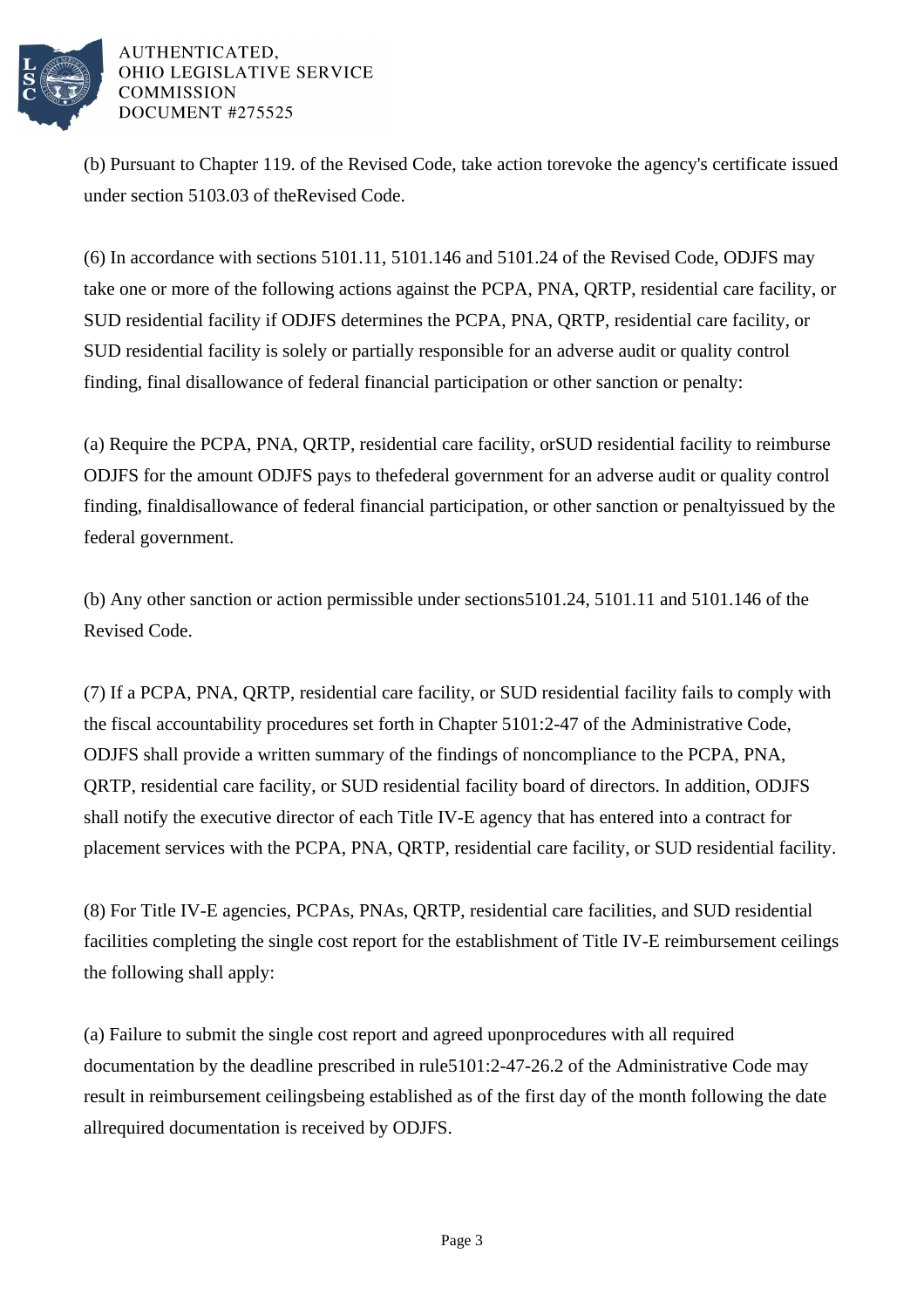(b) Pursuant to Chapter 119. of the Revised Code, take action torevoke the agency's certificate issued under section 5103.03 of theRevised Code.

(6) In accordance with sections 5101.11, 5101.146 and 5101.24 of the Revised Code, ODJFS may take one or more of the following actions against the PCPA, PNA, QRTP, residential care facility, or SUD residential facility if ODJFS determines the PCPA, PNA, QRTP, residential care facility, or SUD residential facility is solely or partially responsible for an adverse audit or quality control finding, final disallowance of federal financial participation or other sanction or penalty:

(a) Require the PCPA, PNA, QRTP, residential care facility, orSUD residential facility to reimburse ODJFS for the amount ODJFS pays to thefederal government for an adverse audit or quality control finding, finaldisallowance of federal financial participation, or other sanction or penaltyissued by the federal government.

(b) Any other sanction or action permissible under sections5101.24, 5101.11 and 5101.146 of the Revised Code.

(7) If a PCPA, PNA, QRTP, residential care facility, or SUD residential facility fails to comply with the fiscal accountability procedures set forth in Chapter 5101:2-47 of the Administrative Code, ODJFS shall provide a written summary of the findings of noncompliance to the PCPA, PNA, QRTP, residential care facility, or SUD residential facility board of directors. In addition, ODJFS shall notify the executive director of each Title IV-E agency that has entered into a contract for placement services with the PCPA, PNA, QRTP, residential care facility, or SUD residential facility.

(8) For Title IV-E agencies, PCPAs, PNAs, QRTP, residential care facilities, and SUD residential facilities completing the single cost report for the establishment of Title IV-E reimbursement ceilings the following shall apply:

(a) Failure to submit the single cost report and agreed uponprocedures with all required documentation by the deadline prescribed in rule5101:2-47-26.2 of the Administrative Code may result in reimbursement ceilingsbeing established as of the first day of the month following the date allrequired documentation is received by ODJFS.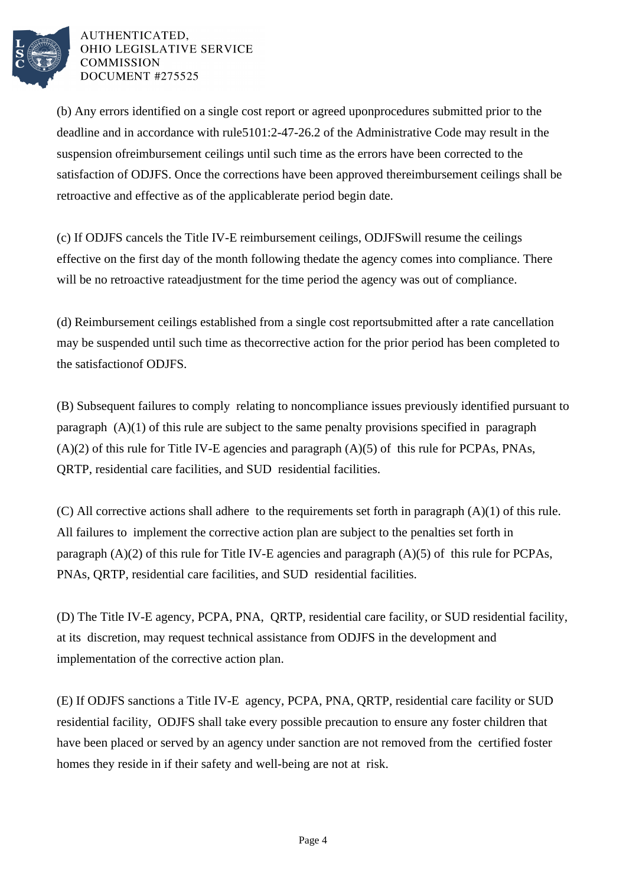(b) Any errors identified on a single cost report or agreed uponprocedures submitted prior to the deadline and in accordance with rule5101:2-47-26.2 of the Administrative Code may result in the suspension ofreimbursement ceilings until such time as the errors have been corrected to the satisfaction of ODJFS. Once the corrections have been approved thereimbursement ceilings shall be retroactive and effective as of the applicablerate period begin date.

(c) If ODJFS cancels the Title IV-E reimbursement ceilings, ODJFSwill resume the ceilings effective on the first day of the month following thedate the agency comes into compliance. There will be no retroactive rateadjustment for the time period the agency was out of compliance.

(d) Reimbursement ceilings established from a single cost reportsubmitted after a rate cancellation may be suspended until such time as thecorrective action for the prior period has been completed to the satisfactionof ODJFS.

(B) Subsequent failures to comply relating to noncompliance issues previously identified pursuant to paragraph (A)(1) of this rule are subject to the same penalty provisions specified in paragraph (A)(2) of this rule for Title IV-E agencies and paragraph (A)(5) of this rule for PCPAs, PNAs, QRTP, residential care facilities, and SUD residential facilities.

(C) All corrective actions shall adhere to the requirements set forth in paragraph (A)(1) of this rule. All failures to implement the corrective action plan are subject to the penalties set forth in paragraph (A)(2) of this rule for Title IV-E agencies and paragraph (A)(5) of this rule for PCPAs, PNAs, QRTP, residential care facilities, and SUD residential facilities.

(D) The Title IV-E agency, PCPA, PNA, QRTP, residential care facility, or SUD residential facility, at its discretion, may request technical assistance from ODJFS in the development and implementation of the corrective action plan.

(E) If ODJFS sanctions a Title IV-E agency, PCPA, PNA, QRTP, residential care facility or SUD residential facility, ODJFS shall take every possible precaution to ensure any foster children that have been placed or served by an agency under sanction are not removed from the certified foster homes they reside in if their safety and well-being are not at risk.